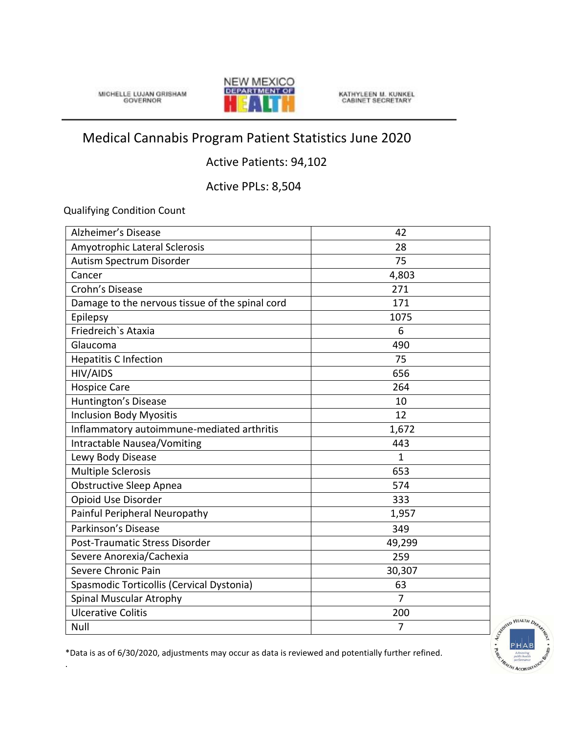MICHELLE LUJAN GRISHAM
GOVERNOR

NEW MEXICO DEPARTMENT OF HEALTH

KATHYLEEN M. KUNKEL
CABINET SECRETARY

# Medical Cannabis Program Patient Statistics June 2020

Active Patients: 94,102

Active PPLs: 8,504

Qualifying Condition Count

| Condition | Count |
|---|---|
| Alzheimer's Disease | 42 |
| Amyotrophic Lateral Sclerosis | 28 |
| Autism Spectrum Disorder | 75 |
| Cancer | 4,803 |
| Crohn's Disease | 271 |
| Damage to the nervous tissue of the spinal cord | 171 |
| Epilepsy | 1075 |
| Friedreich`s Ataxia | 6 |
| Glaucoma | 490 |
| Hepatitis C Infection | 75 |
| HIV/AIDS | 656 |
| Hospice Care | 264 |
| Huntington's Disease | 10 |
| Inclusion Body Myositis | 12 |
| Inflammatory autoimmune-mediated arthritis | 1,672 |
| Intractable Nausea/Vomiting | 443 |
| Lewy Body Disease | 1 |
| Multiple Sclerosis | 653 |
| Obstructive Sleep Apnea | 574 |
| Opioid Use Disorder | 333 |
| Painful Peripheral Neuropathy | 1,957 |
| Parkinson's Disease | 349 |
| Post-Traumatic Stress Disorder | 49,299 |
| Severe Anorexia/Cachexia | 259 |
| Severe Chronic Pain | 30,307 |
| Spasmodic Torticollis (Cervical Dystonia) | 63 |
| Spinal Muscular Atrophy | 7 |
| Ulcerative Colitis | 200 |
| Null | 7 |

*Data is as of 6/30/2020, adjustments may occur as data is reviewed and potentially further refined.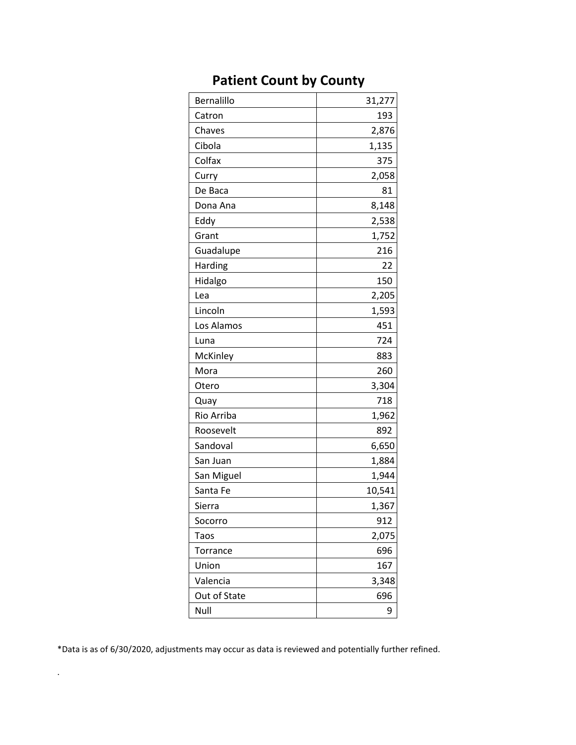## Patient Count by County

| | |
|---|---|
| Bernalillo | 31,277 |
| Catron | 193 |
| Chaves | 2,876 |
| Cibola | 1,135 |
| Colfax | 375 |
| Curry | 2,058 |
| De Baca | 81 |
| Dona Ana | 8,148 |
| Eddy | 2,538 |
| Grant | 1,752 |
| Guadalupe | 216 |
| Harding | 22 |
| Hidalgo | 150 |
| Lea | 2,205 |
| Lincoln | 1,593 |
| Los Alamos | 451 |
| Luna | 724 |
| McKinley | 883 |
| Mora | 260 |
| Otero | 3,304 |
| Quay | 718 |
| Rio Arriba | 1,962 |
| Roosevelt | 892 |
| Sandoval | 6,650 |
| San Juan | 1,884 |
| San Miguel | 1,944 |
| Santa Fe | 10,541 |
| Sierra | 1,367 |
| Socorro | 912 |
| Taos | 2,075 |
| Torrance | 696 |
| Union | 167 |
| Valencia | 3,348 |
| Out of State | 696 |
| Null | 9 |

*Data is as of 6/30/2020, adjustments may occur as data is reviewed and potentially further refined.

.